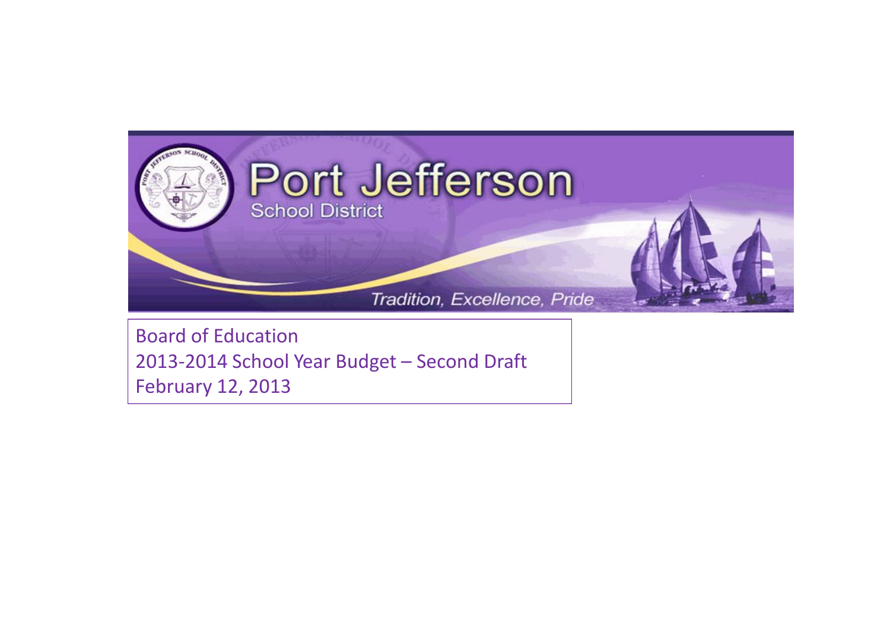# Port Jefferson

School District

*Tradition, Excellence, Pride*

Board of Education
2013-2014 School Year Budget – Second Draft
February 12, 2013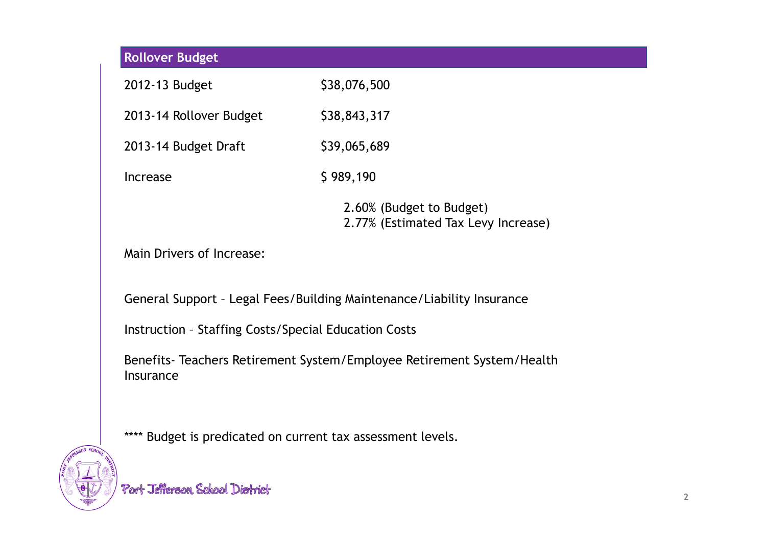## Rollover Budget

| | |
|---|---|
| 2012-13 Budget | $38,076,500 |
| 2013-14 Rollover Budget | $38,843,317 |
| 2013-14 Budget Draft | $39,065,689 |
| Increase | $ 989,190 |

2.60% (Budget to Budget)
2.77% (Estimated Tax Levy Increase)

Main Drivers of Increase:

General Support – Legal Fees/Building Maintenance/Liability Insurance

Instruction – Staffing Costs/Special Education Costs

Benefits- Teachers Retirement System/Employee Retirement System/Health Insurance

**** Budget is predicated on current tax assessment levels.

Port Jefferson School District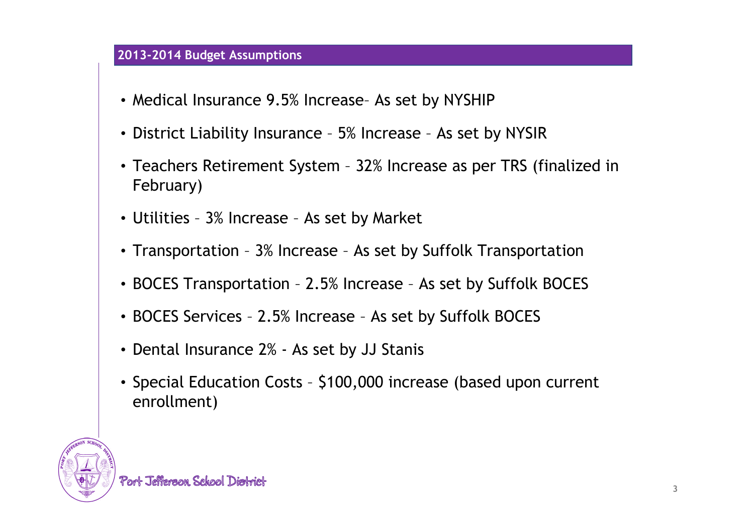## 2013-2014 Budget Assumptions

- Medical Insurance 9.5% Increase– As set by NYSHIP
- District Liability Insurance – 5% Increase – As set by NYSIR
- Teachers Retirement System – 32% Increase as per TRS (finalized in February)
- Utilities – 3% Increase – As set by Market
- Transportation – 3% Increase – As set by Suffolk Transportation
- BOCES Transportation – 2.5% Increase – As set by Suffolk BOCES
- BOCES Services – 2.5% Increase – As set by Suffolk BOCES
- Dental Insurance 2% - As set by JJ Stanis
- Special Education Costs – $100,000 increase (based upon current enrollment)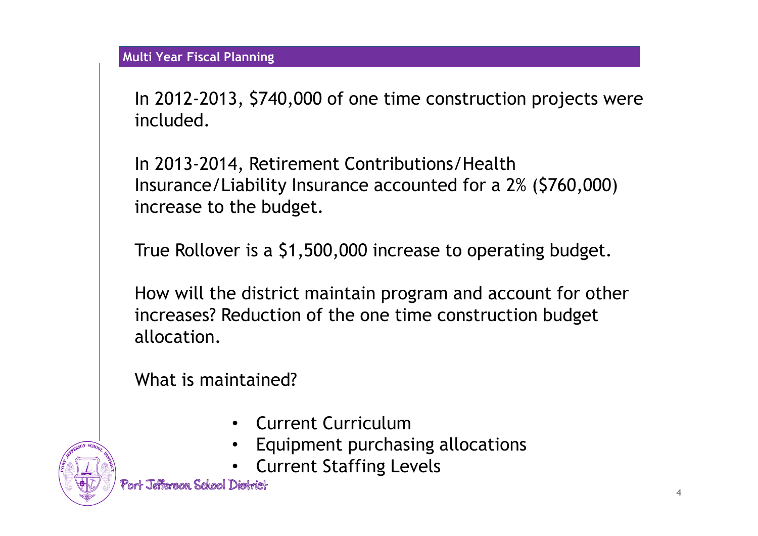## Multi Year Fiscal Planning

In 2012-2013, $740,000 of one time construction projects were included.

In 2013-2014, Retirement Contributions/Health Insurance/Liability Insurance accounted for a 2% ($760,000) increase to the budget.

True Rollover is a $1,500,000 increase to operating budget.

How will the district maintain program and account for other increases? Reduction of the one time construction budget allocation.

What is maintained?

- Current Curriculum
- Equipment purchasing allocations
- Current Staffing Levels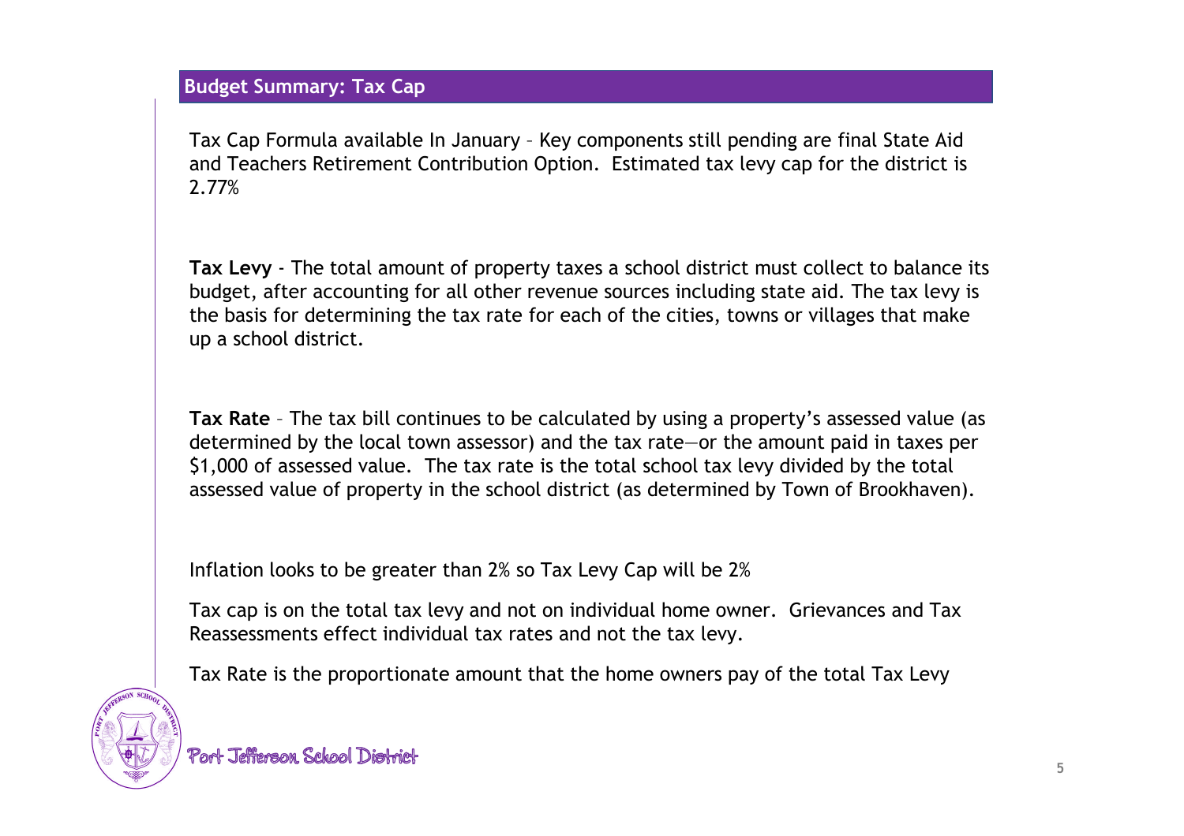## Budget Summary: Tax Cap

Tax Cap Formula available In January – Key components still pending are final State Aid and Teachers Retirement Contribution Option. Estimated tax levy cap for the district is 2.77%

**Tax Levy** - The total amount of property taxes a school district must collect to balance its budget, after accounting for all other revenue sources including state aid. The tax levy is the basis for determining the tax rate for each of the cities, towns or villages that make up a school district.

**Tax Rate** – The tax bill continues to be calculated by using a property's assessed value (as determined by the local town assessor) and the tax rate—or the amount paid in taxes per $1,000 of assessed value. The tax rate is the total school tax levy divided by the total assessed value of property in the school district (as determined by Town of Brookhaven).

Inflation looks to be greater than 2% so Tax Levy Cap will be 2%

Tax cap is on the total tax levy and not on individual home owner. Grievances and Tax Reassessments effect individual tax rates and not the tax levy.

Tax Rate is the proportionate amount that the home owners pay of the total Tax Levy

Port Jefferson School District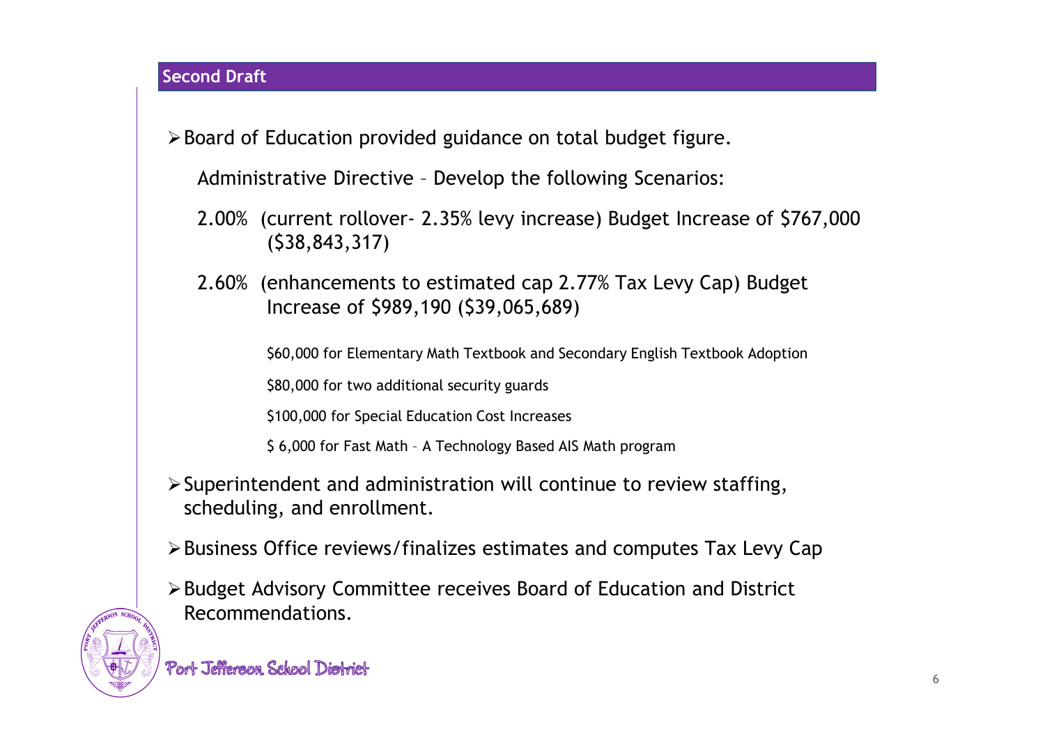## Second Draft

- Board of Education provided guidance on total budget figure.

  Administrative Directive – Develop the following Scenarios:

  2.00% (current rollover- 2.35% levy increase) Budget Increase of $767,000 ($38,843,317)

  2.60% (enhancements to estimated cap 2.77% Tax Levy Cap) Budget Increase of $989,190 ($39,065,689)

  - $60,000 for Elementary Math Textbook and Secondary English Textbook Adoption
  - $80,000 for two additional security guards
  - $100,000 for Special Education Cost Increases
  - $ 6,000 for Fast Math – A Technology Based AIS Math program

- Superintendent and administration will continue to review staffing, scheduling, and enrollment.
- Business Office reviews/finalizes estimates and computes Tax Levy Cap
- Budget Advisory Committee receives Board of Education and District Recommendations.

Port Jefferson School District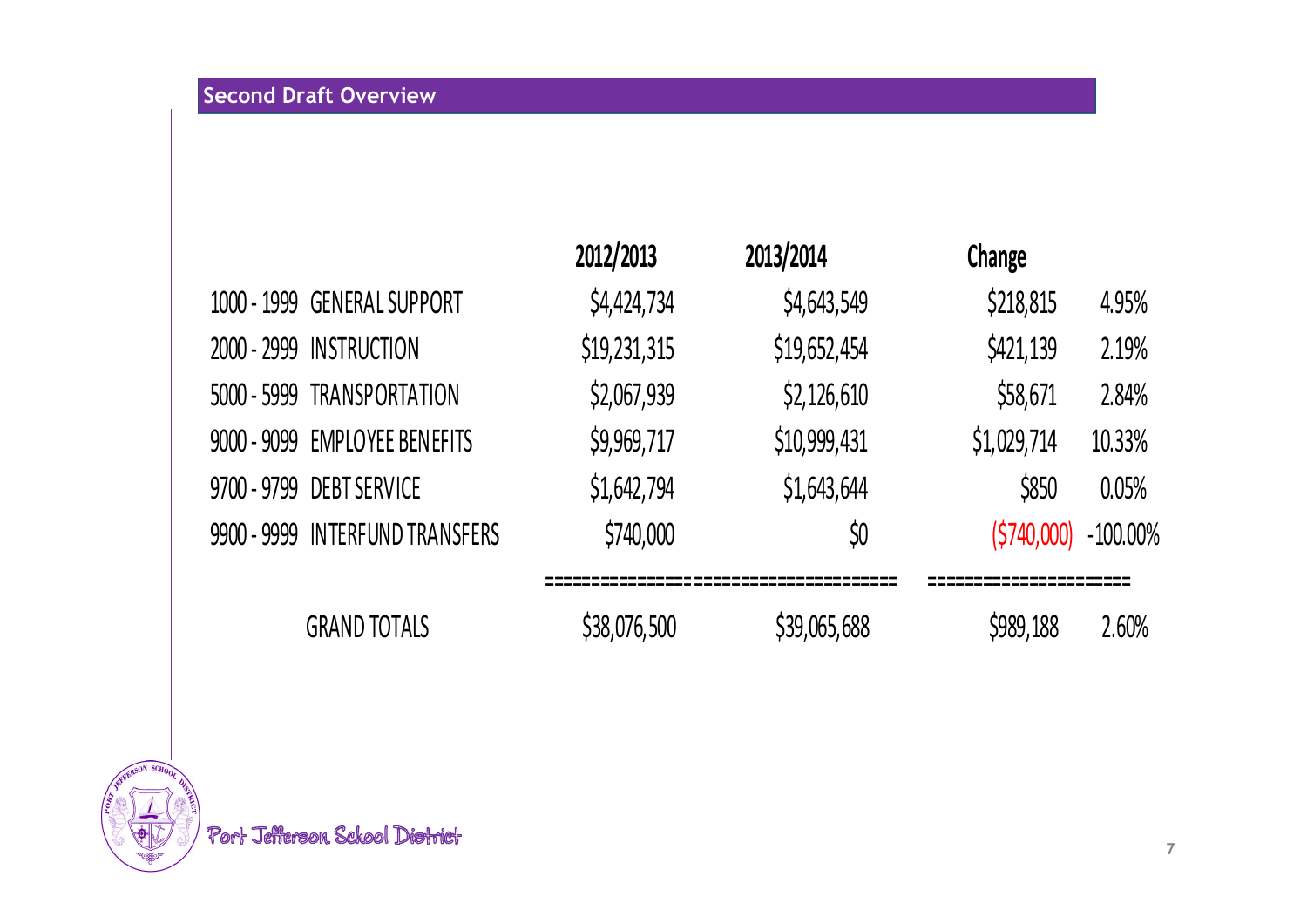## Second Draft Overview

| | | 2012/2013 | 2013/2014 | Change | |
|---|---|---|---|---|---|
| 1000 - 1999 | GENERAL SUPPORT | $4,424,734 | $4,643,549 | $218,815 | 4.95% |
| 2000 - 2999 | INSTRUCTION | $19,231,315 | $19,652,454 | $421,139 | 2.19% |
| 5000 - 5999 | TRANSPORTATION | $2,067,939 | $2,126,610 | $58,671 | 2.84% |
| 9000 - 9099 | EMPLOYEE BENEFITS | $9,969,717 | $10,999,431 | $1,029,714 | 10.33% |
| 9700 - 9799 | DEBT SERVICE | $1,642,794 | $1,643,644 | $850 | 0.05% |
| 9900 - 9999 | INTERFUND TRANSFERS | $740,000 | $0 | ($740,000) | -100.00% |
| | GRAND TOTALS | $38,076,500 | $39,065,688 | $989,188 | 2.60% |

Port Jefferson School District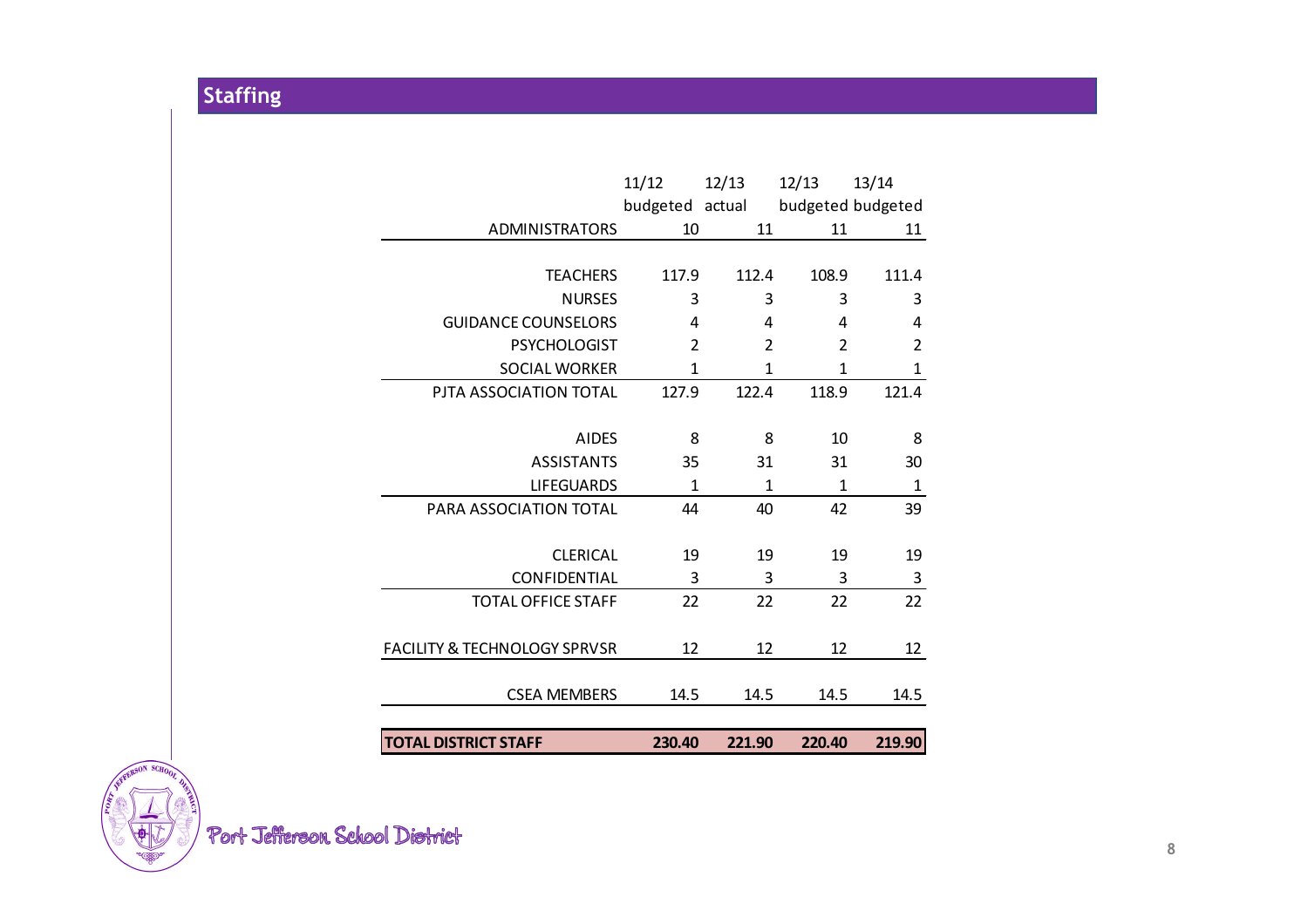## Staffing

| | 11/12 budgeted | 12/13 actual | 12/13 budgeted | 13/14 budgeted |
|---|---|---|---|---|
| ADMINISTRATORS | 10 | 11 | 11 | 11 |
| TEACHERS | 117.9 | 112.4 | 108.9 | 111.4 |
| NURSES | 3 | 3 | 3 | 3 |
| GUIDANCE COUNSELORS | 4 | 4 | 4 | 4 |
| PSYCHOLOGIST | 2 | 2 | 2 | 2 |
| SOCIAL WORKER | 1 | 1 | 1 | 1 |
| PJTA ASSOCIATION TOTAL | 127.9 | 122.4 | 118.9 | 121.4 |
| AIDES | 8 | 8 | 10 | 8 |
| ASSISTANTS | 35 | 31 | 31 | 30 |
| LIFEGUARDS | 1 | 1 | 1 | 1 |
| PARA ASSOCIATION TOTAL | 44 | 40 | 42 | 39 |
| CLERICAL | 19 | 19 | 19 | 19 |
| CONFIDENTIAL | 3 | 3 | 3 | 3 |
| TOTAL OFFICE STAFF | 22 | 22 | 22 | 22 |
| FACILITY & TECHNOLOGY SPRVSR | 12 | 12 | 12 | 12 |
| CSEA MEMBERS | 14.5 | 14.5 | 14.5 | 14.5 |
| **TOTAL DISTRICT STAFF** | **230.40** | **221.90** | **220.40** | **219.90** |

Port Jefferson School District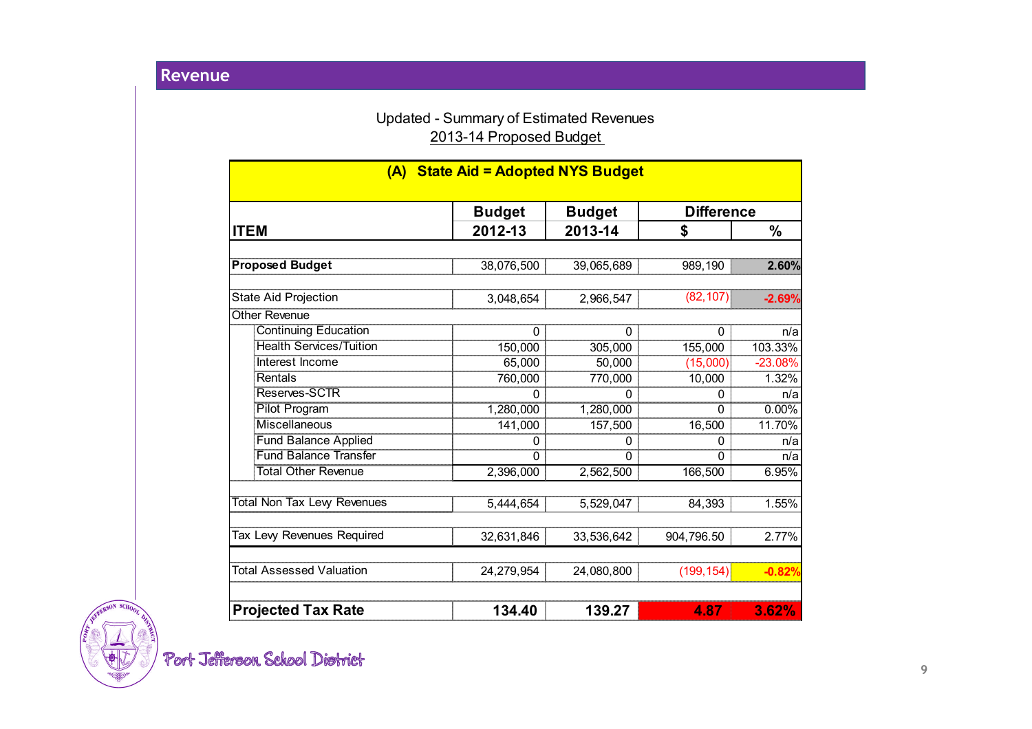## Revenue

Updated - Summary of Estimated Revenues
2013-14 Proposed Budget

| (A) State Aid = Adopted NYS Budget | | | | |
|---|---|---|---|---|
| | **Budget** | **Budget** | **Difference** | |
| **ITEM** | **2012-13** | **2013-14** | **$** | **%** |
| **Proposed Budget** | 38,076,500 | 39,065,689 | 989,190 | **2.60%** |
| State Aid Projection | 3,048,654 | 2,966,547 | (82,107) | **-2.69%** |
| Other Revenue | | | | |
| Continuing Education | 0 | 0 | 0 | n/a |
| Health Services/Tuition | 150,000 | 305,000 | 155,000 | 103.33% |
| Interest Income | 65,000 | 50,000 | (15,000) | -23.08% |
| Rentals | 760,000 | 770,000 | 10,000 | 1.32% |
| Reserves-SCTR | 0 | 0 | 0 | n/a |
| Pilot Program | 1,280,000 | 1,280,000 | 0 | 0.00% |
| Miscellaneous | 141,000 | 157,500 | 16,500 | 11.70% |
| Fund Balance Applied | 0 | 0 | 0 | n/a |
| Fund Balance Transfer | 0 | 0 | 0 | n/a |
| Total Other Revenue | 2,396,000 | 2,562,500 | 166,500 | 6.95% |
| Total Non Tax Levy Revenues | 5,444,654 | 5,529,047 | 84,393 | 1.55% |
| Tax Levy Revenues Required | 32,631,846 | 33,536,642 | 904,796.50 | 2.77% |
| Total Assessed Valuation | 24,279,954 | 24,080,800 | (199,154) | **-0.82%** |
| **Projected Tax Rate** | **134.40** | **139.27** | **4.87** | **3.62%** |

Port Jefferson School District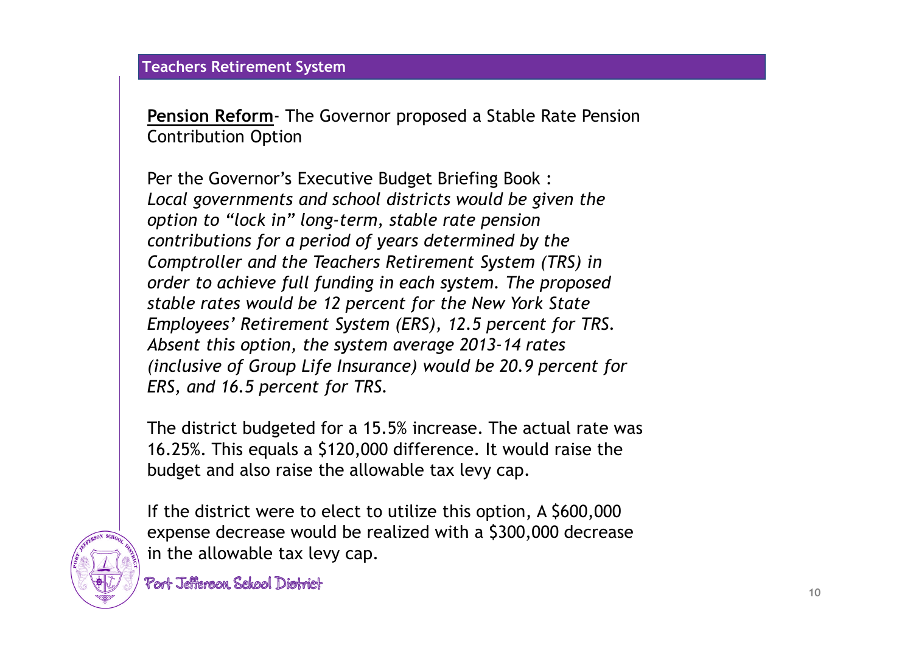## Teachers Retirement System

**Pension Reform**- The Governor proposed a Stable Rate Pension Contribution Option

Per the Governor's Executive Budget Briefing Book :
*Local governments and school districts would be given the option to "lock in" long-term, stable rate pension contributions for a period of years determined by the Comptroller and the Teachers Retirement System (TRS) in order to achieve full funding in each system. The proposed stable rates would be 12 percent for the New York State Employees' Retirement System (ERS), 12.5 percent for TRS. Absent this option, the system average 2013-14 rates (inclusive of Group Life Insurance) would be 20.9 percent for ERS, and 16.5 percent for TRS.*

The district budgeted for a 15.5% increase. The actual rate was 16.25%. This equals a $120,000 difference. It would raise the budget and also raise the allowable tax levy cap.

If the district were to elect to utilize this option, A $600,000 expense decrease would be realized with a $300,000 decrease in the allowable tax levy cap.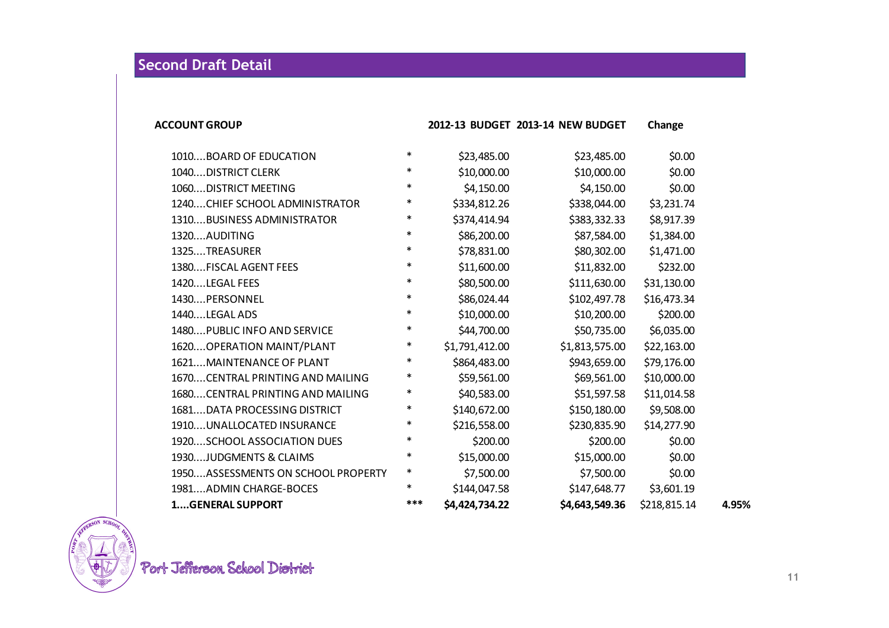## Second Draft Detail

| ACCOUNT GROUP | | 2012-13 BUDGET | 2013-14 NEW BUDGET | Change | |
|---|---|---|---|---|---|
| 1010....BOARD OF EDUCATION | * | $23,485.00 | $23,485.00 | $0.00 | |
| 1040....DISTRICT CLERK | * | $10,000.00 | $10,000.00 | $0.00 | |
| 1060....DISTRICT MEETING | * | $4,150.00 | $4,150.00 | $0.00 | |
| 1240....CHIEF SCHOOL ADMINISTRATOR | * | $334,812.26 | $338,044.00 | $3,231.74 | |
| 1310....BUSINESS ADMINISTRATOR | * | $374,414.94 | $383,332.33 | $8,917.39 | |
| 1320....AUDITING | * | $86,200.00 | $87,584.00 | $1,384.00 | |
| 1325....TREASURER | * | $78,831.00 | $80,302.00 | $1,471.00 | |
| 1380....FISCAL AGENT FEES | * | $11,600.00 | $11,832.00 | $232.00 | |
| 1420....LEGAL FEES | * | $80,500.00 | $111,630.00 | $31,130.00 | |
| 1430....PERSONNEL | * | $86,024.44 | $102,497.78 | $16,473.34 | |
| 1440....LEGAL ADS | * | $10,000.00 | $10,200.00 | $200.00 | |
| 1480....PUBLIC INFO AND SERVICE | * | $44,700.00 | $50,735.00 | $6,035.00 | |
| 1620....OPERATION MAINT/PLANT | * | $1,791,412.00 | $1,813,575.00 | $22,163.00 | |
| 1621....MAINTENANCE OF PLANT | * | $864,483.00 | $943,659.00 | $79,176.00 | |
| 1670....CENTRAL PRINTING AND MAILING | * | $59,561.00 | $69,561.00 | $10,000.00 | |
| 1680....CENTRAL PRINTING AND MAILING | * | $40,583.00 | $51,597.58 | $11,014.58 | |
| 1681....DATA PROCESSING DISTRICT | * | $140,672.00 | $150,180.00 | $9,508.00 | |
| 1910....UNALLOCATED INSURANCE | * | $216,558.00 | $230,835.90 | $14,277.90 | |
| 1920....SCHOOL ASSOCIATION DUES | * | $200.00 | $200.00 | $0.00 | |
| 1930....JUDGMENTS & CLAIMS | * | $15,000.00 | $15,000.00 | $0.00 | |
| 1950....ASSESSMENTS ON SCHOOL PROPERTY | * | $7,500.00 | $7,500.00 | $0.00 | |
| 1981....ADMIN CHARGE-BOCES | * | $144,047.58 | $147,648.77 | $3,601.19 | |
| **1....GENERAL SUPPORT** | *** | **$4,424,734.22** | **$4,643,549.36** | $218,815.14 | **4.95%** |

Port Jefferson School District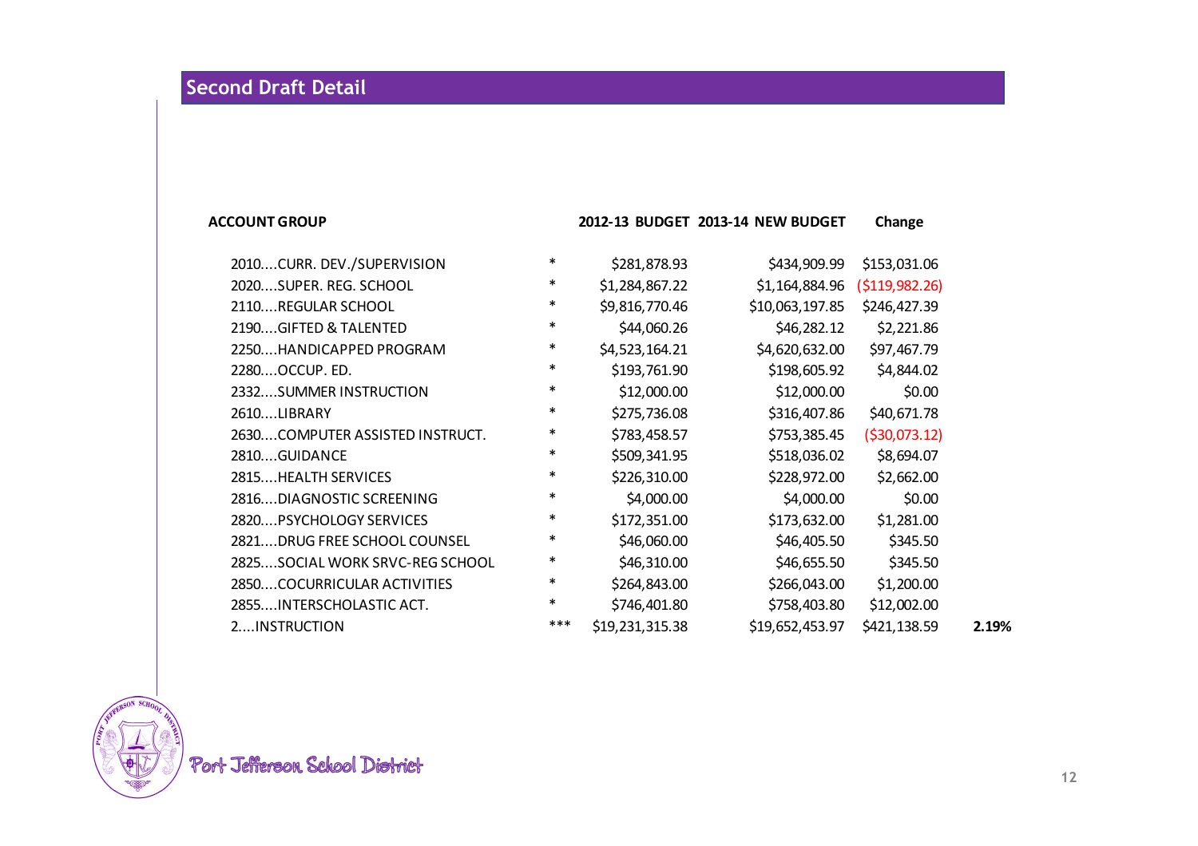## Second Draft Detail

| ACCOUNT GROUP | | 2012-13 BUDGET | 2013-14 NEW BUDGET | Change | |
|---|---|---|---|---|---|
| 2010....CURR. DEV./SUPERVISION | * | $281,878.93 | $434,909.99 | $153,031.06 | |
| 2020....SUPER. REG. SCHOOL | * | $1,284,867.22 | $1,164,884.96 | ($119,982.26) | |
| 2110....REGULAR SCHOOL | * | $9,816,770.46 | $10,063,197.85 | $246,427.39 | |
| 2190....GIFTED & TALENTED | * | $44,060.26 | $46,282.12 | $2,221.86 | |
| 2250....HANDICAPPED PROGRAM | * | $4,523,164.21 | $4,620,632.00 | $97,467.79 | |
| 2280....OCCUP. ED. | * | $193,761.90 | $198,605.92 | $4,844.02 | |
| 2332....SUMMER INSTRUCTION | * | $12,000.00 | $12,000.00 | $0.00 | |
| 2610....LIBRARY | * | $275,736.08 | $316,407.86 | $40,671.78 | |
| 2630....COMPUTER ASSISTED INSTRUCT. | * | $783,458.57 | $753,385.45 | ($30,073.12) | |
| 2810....GUIDANCE | * | $509,341.95 | $518,036.02 | $8,694.07 | |
| 2815....HEALTH SERVICES | * | $226,310.00 | $228,972.00 | $2,662.00 | |
| 2816....DIAGNOSTIC SCREENING | * | $4,000.00 | $4,000.00 | $0.00 | |
| 2820....PSYCHOLOGY SERVICES | * | $172,351.00 | $173,632.00 | $1,281.00 | |
| 2821....DRUG FREE SCHOOL COUNSEL | * | $46,060.00 | $46,405.50 | $345.50 | |
| 2825....SOCIAL WORK SRVC-REG SCHOOL | * | $46,310.00 | $46,655.50 | $345.50 | |
| 2850....COCURRICULAR ACTIVITIES | * | $264,843.00 | $266,043.00 | $1,200.00 | |
| 2855....INTERSCHOLASTIC ACT. | * | $746,401.80 | $758,403.80 | $12,002.00 | |
| 2....INSTRUCTION | *** | $19,231,315.38 | $19,652,453.97 | $421,138.59 | **2.19%** |

Port Jefferson School District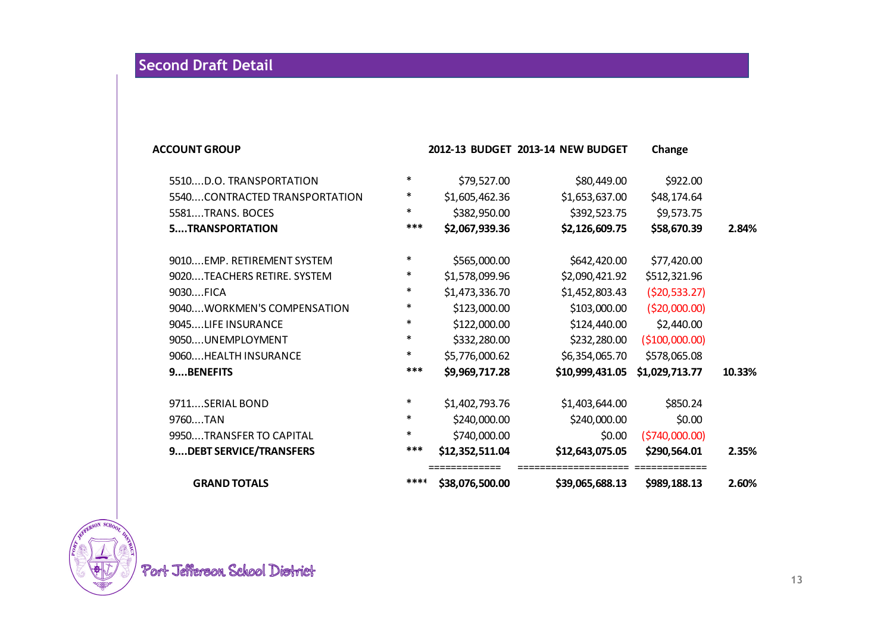## Second Draft Detail

| ACCOUNT GROUP | | 2012-13 BUDGET | 2013-14 NEW BUDGET | Change | |
|---|---|---|---|---|---|
| 5510....D.O. TRANSPORTATION | * | $79,527.00 | $80,449.00 | $922.00 | |
| 5540....CONTRACTED TRANSPORTATION | * | $1,605,462.36 | $1,653,637.00 | $48,174.64 | |
| 5581....TRANS. BOCES | * | $382,950.00 | $392,523.75 | $9,573.75 | |
| **5....TRANSPORTATION** | *** | **$2,067,939.36** | **$2,126,609.75** | **$58,670.39** | **2.84%** |
| 9010....EMP. RETIREMENT SYSTEM | * | $565,000.00 | $642,420.00 | $77,420.00 | |
| 9020....TEACHERS RETIRE. SYSTEM | * | $1,578,099.96 | $2,090,421.92 | $512,321.96 | |
| 9030....FICA | * | $1,473,336.70 | $1,452,803.43 | ($20,533.27) | |
| 9040....WORKMEN'S COMPENSATION | * | $123,000.00 | $103,000.00 | ($20,000.00) | |
| 9045....LIFE INSURANCE | * | $122,000.00 | $124,440.00 | $2,440.00 | |
| 9050....UNEMPLOYMENT | * | $332,280.00 | $232,280.00 | ($100,000.00) | |
| 9060....HEALTH INSURANCE | * | $5,776,000.62 | $6,354,065.70 | $578,065.08 | |
| **9....BENEFITS** | *** | **$9,969,717.28** | **$10,999,431.05** | **$1,029,713.77** | **10.33%** |
| 9711....SERIAL BOND | * | $1,402,793.76 | $1,403,644.00 | $850.24 | |
| 9760....TAN | * | $240,000.00 | $240,000.00 | $0.00 | |
| 9950....TRANSFER TO CAPITAL | * | $740,000.00 | $0.00 | ($740,000.00) | |
| **9....DEBT SERVICE/TRANSFERS** | *** | **$12,352,511.04** | **$12,643,075.05** | **$290,564.01** | **2.35%** |
| | | ============= | =================== | ============= | |
| **GRAND TOTALS** | **** | **$38,076,500.00** | **$39,065,688.13** | **$989,188.13** | **2.60%** |

Port Jefferson School District